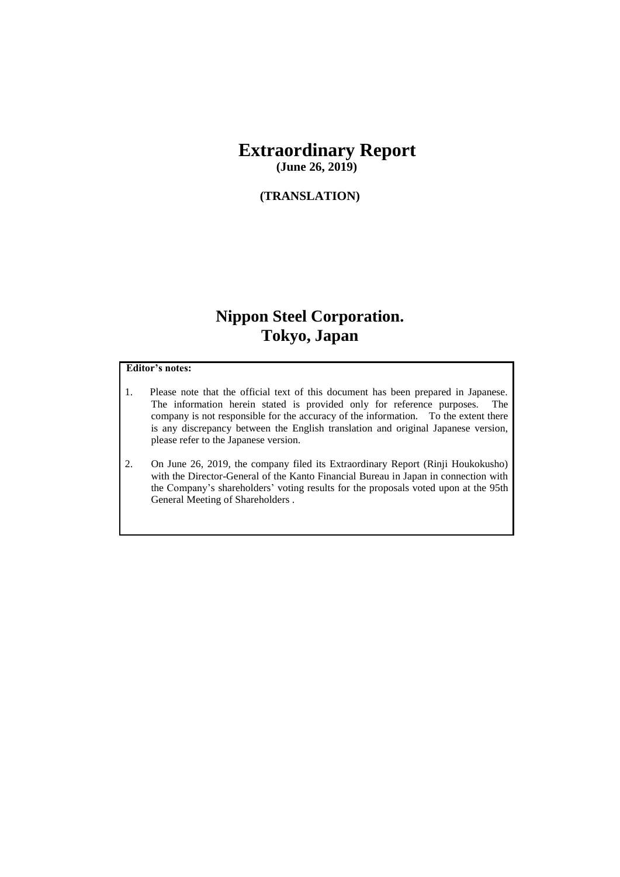# Extraordinary Report

**(June 26, 2019)**

**(TRANSLATION)**

# Nippon Steel Corporation.
# Tokyo, Japan

**Editor's notes:**

1. Please note that the official text of this document has been prepared in Japanese. The information herein stated is provided only for reference purposes. The company is not responsible for the accuracy of the information. To the extent there is any discrepancy between the English translation and original Japanese version, please refer to the Japanese version.

2. On June 26, 2019, the company filed its Extraordinary Report (Rinji Houkokusho) with the Director-General of the Kanto Financial Bureau in Japan in connection with the Company's shareholders' voting results for the proposals voted upon at the 95th General Meeting of Shareholders .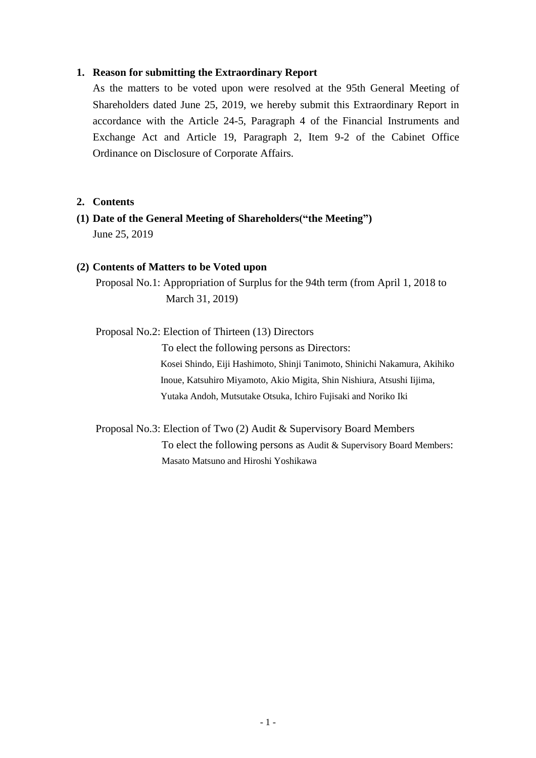## 1. Reason for submitting the Extraordinary Report

As the matters to be voted upon were resolved at the 95th General Meeting of Shareholders dated June 25, 2019, we hereby submit this Extraordinary Report in accordance with the Article 24-5, Paragraph 4 of the Financial Instruments and Exchange Act and Article 19, Paragraph 2, Item 9-2 of the Cabinet Office Ordinance on Disclosure of Corporate Affairs.

## 2. Contents

### (1) Date of the General Meeting of Shareholders("the Meeting")

June 25, 2019

### (2) Contents of Matters to be Voted upon

Proposal No.1: Appropriation of Surplus for the 94th term (from April 1, 2018 to March 31, 2019)

Proposal No.2: Election of Thirteen (13) Directors

To elect the following persons as Directors:

Kosei Shindo, Eiji Hashimoto, Shinji Tanimoto, Shinichi Nakamura, Akihiko Inoue, Katsuhiro Miyamoto, Akio Migita, Shin Nishiura, Atsushi Iijima, Yutaka Andoh, Mutsutake Otsuka, Ichiro Fujisaki and Noriko Iki

Proposal No.3: Election of Two (2) Audit & Supervisory Board Members

To elect the following persons as Audit & Supervisory Board Members:

Masato Matsuno and Hiroshi Yoshikawa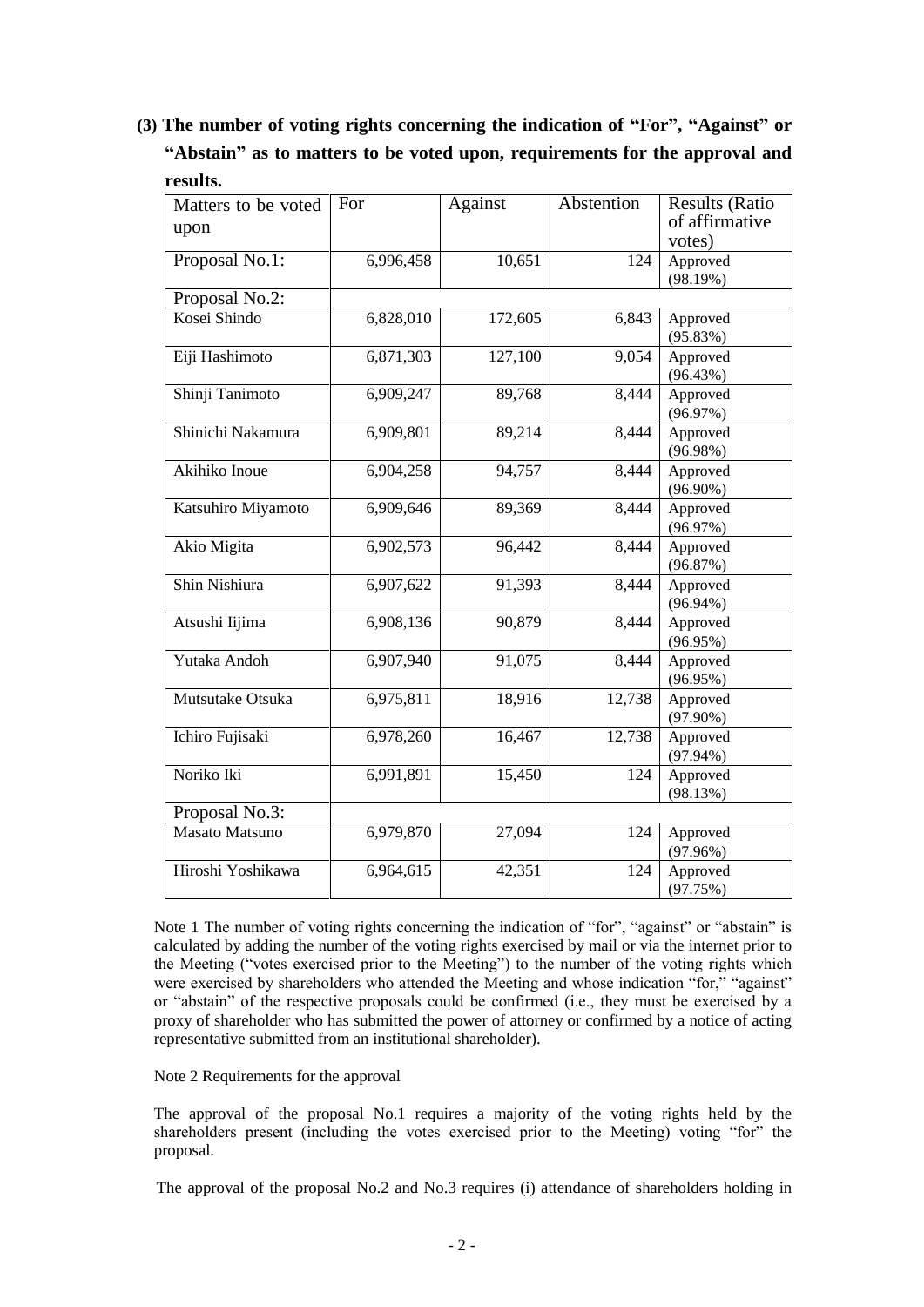**(3) The number of voting rights concerning the indication of "For", "Against" or "Abstain" as to matters to be voted upon, requirements for the approval and results.**

| Matters to be voted upon | For | Against | Abstention | Results (Ratio of affirmative votes) |
|---|---|---|---|---|
| Proposal No.1: | 6,996,458 | 10,651 | 124 | Approved (98.19%) |
| Proposal No.2: | | | | |
| Kosei Shindo | 6,828,010 | 172,605 | 6,843 | Approved (95.83%) |
| Eiji Hashimoto | 6,871,303 | 127,100 | 9,054 | Approved (96.43%) |
| Shinji Tanimoto | 6,909,247 | 89,768 | 8,444 | Approved (96.97%) |
| Shinichi Nakamura | 6,909,801 | 89,214 | 8,444 | Approved (96.98%) |
| Akihiko Inoue | 6,904,258 | 94,757 | 8,444 | Approved (96.90%) |
| Katsuhiro Miyamoto | 6,909,646 | 89,369 | 8,444 | Approved (96.97%) |
| Akio Migita | 6,902,573 | 96,442 | 8,444 | Approved (96.87%) |
| Shin Nishiura | 6,907,622 | 91,393 | 8,444 | Approved (96.94%) |
| Atsushi Iijima | 6,908,136 | 90,879 | 8,444 | Approved (96.95%) |
| Yutaka Andoh | 6,907,940 | 91,075 | 8,444 | Approved (96.95%) |
| Mutsutake Otsuka | 6,975,811 | 18,916 | 12,738 | Approved (97.90%) |
| Ichiro Fujisaki | 6,978,260 | 16,467 | 12,738 | Approved (97.94%) |
| Noriko Iki | 6,991,891 | 15,450 | 124 | Approved (98.13%) |
| Proposal No.3: | | | | |
| Masato Matsuno | 6,979,870 | 27,094 | 124 | Approved (97.96%) |
| Hiroshi Yoshikawa | 6,964,615 | 42,351 | 124 | Approved (97.75%) |

Note 1 The number of voting rights concerning the indication of "for", "against" or "abstain" is calculated by adding the number of the voting rights exercised by mail or via the internet prior to the Meeting ("votes exercised prior to the Meeting") to the number of the voting rights which were exercised by shareholders who attended the Meeting and whose indication "for," "against" or "abstain" of the respective proposals could be confirmed (i.e., they must be exercised by a proxy of shareholder who has submitted the power of attorney or confirmed by a notice of acting representative submitted from an institutional shareholder).

Note 2 Requirements for the approval

The approval of the proposal No.1 requires a majority of the voting rights held by the shareholders present (including the votes exercised prior to the Meeting) voting "for" the proposal.

The approval of the proposal No.2 and No.3 requires (i) attendance of shareholders holding in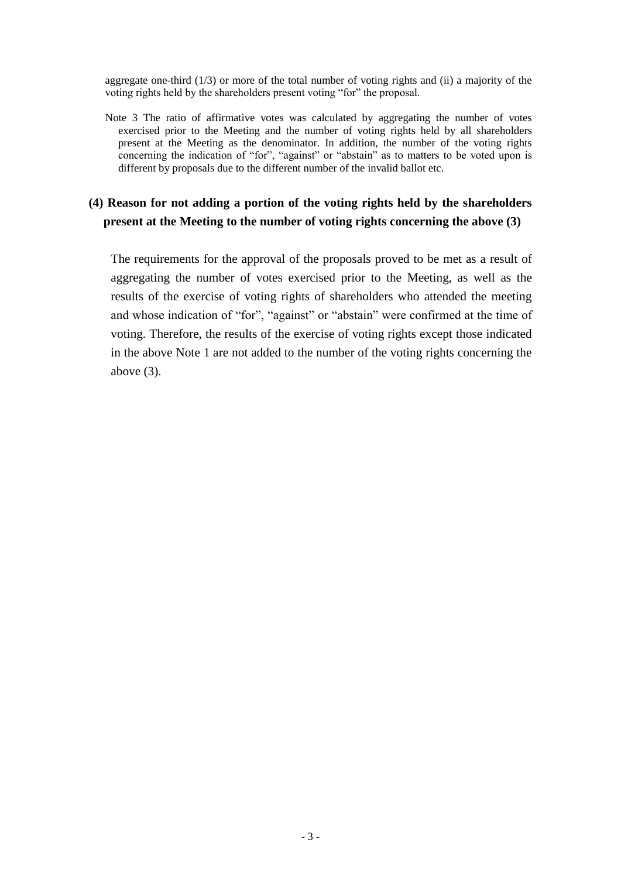aggregate one-third (1/3) or more of the total number of voting rights and (ii) a majority of the voting rights held by the shareholders present voting "for" the proposal.

Note 3 The ratio of affirmative votes was calculated by aggregating the number of votes exercised prior to the Meeting and the number of voting rights held by all shareholders present at the Meeting as the denominator. In addition, the number of the voting rights concerning the indication of "for", "against" or "abstain" as to matters to be voted upon is different by proposals due to the different number of the invalid ballot etc.

## (4) Reason for not adding a portion of the voting rights held by the shareholders present at the Meeting to the number of voting rights concerning the above (3)

The requirements for the approval of the proposals proved to be met as a result of aggregating the number of votes exercised prior to the Meeting, as well as the results of the exercise of voting rights of shareholders who attended the meeting and whose indication of "for", "against" or "abstain" were confirmed at the time of voting. Therefore, the results of the exercise of voting rights except those indicated in the above Note 1 are not added to the number of the voting rights concerning the above (3).